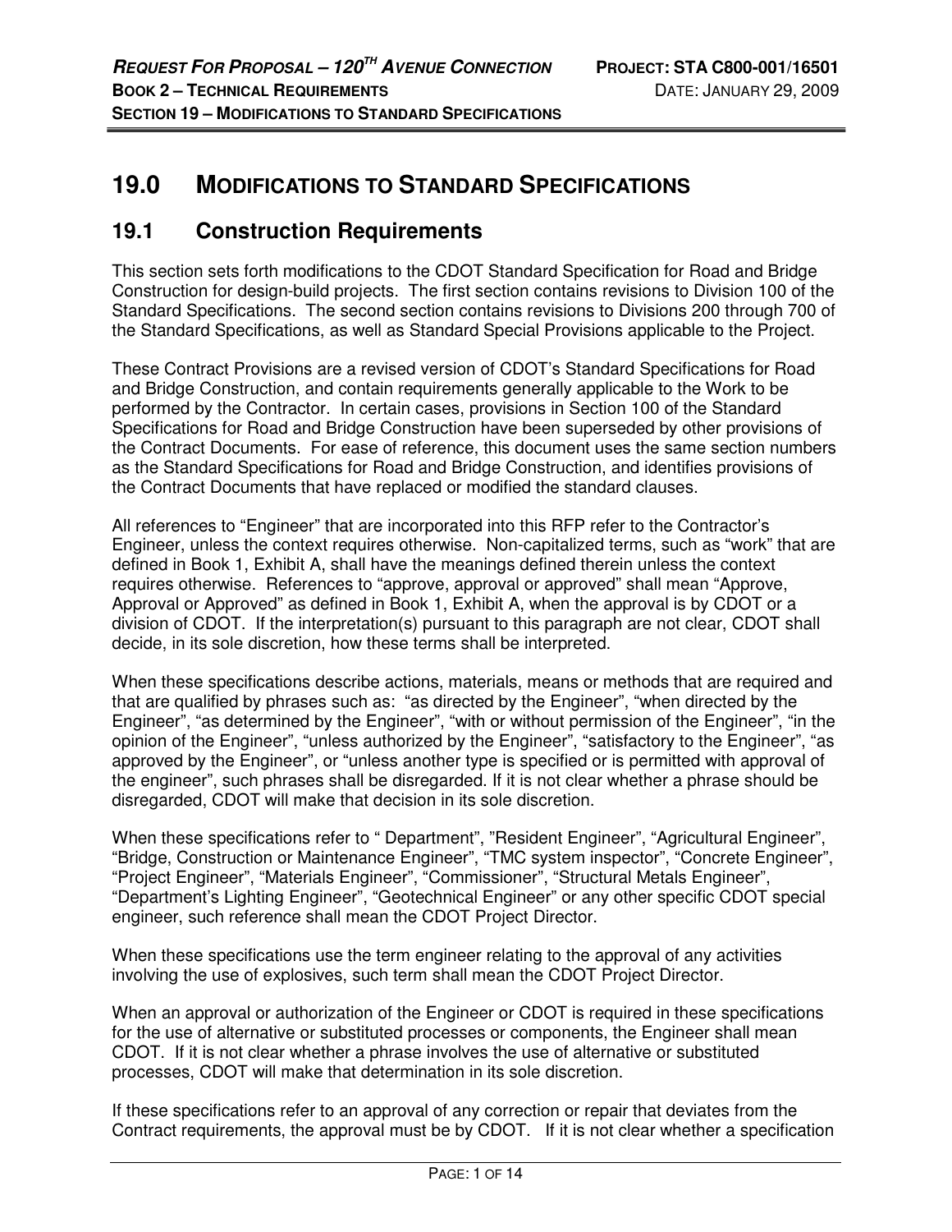# 19.0 MODIFICATIONS TO STANDARD SPECIFICATIONS

## 19.1 Construction Requirements

This section sets forth modifications to the CDOT Standard Specification for Road and Bridge Construction for design-build projects. The first section contains revisions to Division 100 of the Standard Specifications. The second section contains revisions to Divisions 200 through 700 of the Standard Specifications, as well as Standard Special Provisions applicable to the Project.

These Contract Provisions are a revised version of CDOT's Standard Specifications for Road and Bridge Construction, and contain requirements generally applicable to the Work to be performed by the Contractor. In certain cases, provisions in Section 100 of the Standard Specifications for Road and Bridge Construction have been superseded by other provisions of the Contract Documents. For ease of reference, this document uses the same section numbers as the Standard Specifications for Road and Bridge Construction, and identifies provisions of the Contract Documents that have replaced or modified the standard clauses.

All references to "Engineer" that are incorporated into this RFP refer to the Contractor's Engineer, unless the context requires otherwise. Non-capitalized terms, such as "work" that are defined in Book 1, Exhibit A, shall have the meanings defined therein unless the context requires otherwise. References to "approve, approval or approved" shall mean "Approve, Approval or Approved" as defined in Book 1, Exhibit A, when the approval is by CDOT or a division of CDOT. If the interpretation(s) pursuant to this paragraph are not clear, CDOT shall decide, in its sole discretion, how these terms shall be interpreted.

When these specifications describe actions, materials, means or methods that are required and that are qualified by phrases such as: "as directed by the Engineer", "when directed by the Engineer", "as determined by the Engineer", "with or without permission of the Engineer", "in the opinion of the Engineer", "unless authorized by the Engineer", "satisfactory to the Engineer", "as approved by the Engineer", or "unless another type is specified or is permitted with approval of the engineer", such phrases shall be disregarded. If it is not clear whether a phrase should be disregarded, CDOT will make that decision in its sole discretion.

When these specifications refer to " Department", "Resident Engineer", "Agricultural Engineer", "Bridge, Construction or Maintenance Engineer", "TMC system inspector", "Concrete Engineer", "Project Engineer", "Materials Engineer", "Commissioner", "Structural Metals Engineer", "Department's Lighting Engineer", "Geotechnical Engineer" or any other specific CDOT special engineer, such reference shall mean the CDOT Project Director.

When these specifications use the term engineer relating to the approval of any activities involving the use of explosives, such term shall mean the CDOT Project Director.

When an approval or authorization of the Engineer or CDOT is required in these specifications for the use of alternative or substituted processes or components, the Engineer shall mean CDOT. If it is not clear whether a phrase involves the use of alternative or substituted processes, CDOT will make that determination in its sole discretion.

If these specifications refer to an approval of any correction or repair that deviates from the Contract requirements, the approval must be by CDOT. If it is not clear whether a specification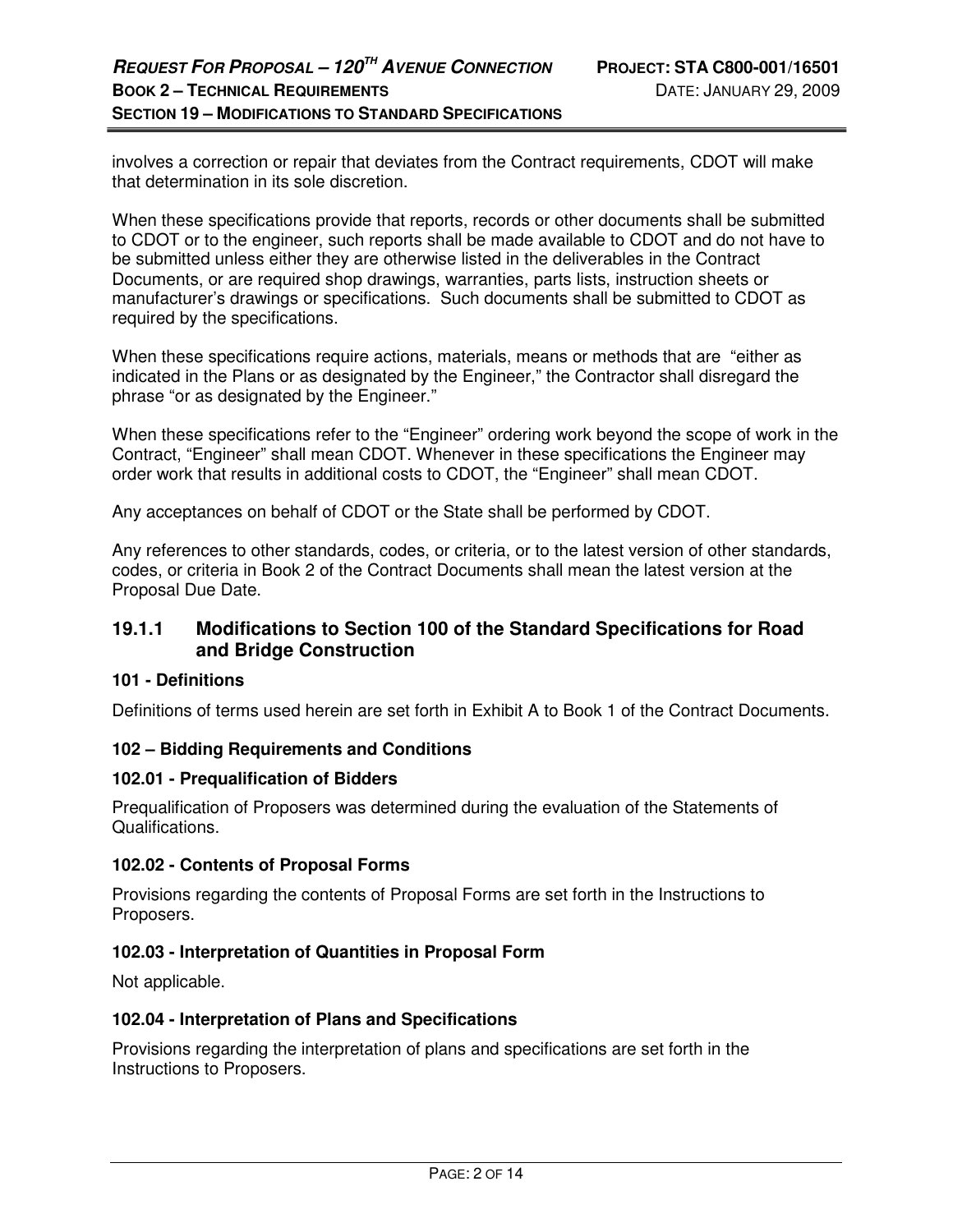involves a correction or repair that deviates from the Contract requirements, CDOT will make that determination in its sole discretion.

When these specifications provide that reports, records or other documents shall be submitted to CDOT or to the engineer, such reports shall be made available to CDOT and do not have to be submitted unless either they are otherwise listed in the deliverables in the Contract Documents, or are required shop drawings, warranties, parts lists, instruction sheets or manufacturer's drawings or specifications. Such documents shall be submitted to CDOT as required by the specifications.

When these specifications require actions, materials, means or methods that are "either as indicated in the Plans or as designated by the Engineer," the Contractor shall disregard the phrase "or as designated by the Engineer."

When these specifications refer to the "Engineer" ordering work beyond the scope of work in the Contract, "Engineer" shall mean CDOT. Whenever in these specifications the Engineer may order work that results in additional costs to CDOT, the "Engineer" shall mean CDOT.

Any acceptances on behalf of CDOT or the State shall be performed by CDOT.

Any references to other standards, codes, or criteria, or to the latest version of other standards, codes, or criteria in Book 2 of the Contract Documents shall mean the latest version at the Proposal Due Date.

### 19.1.1 Modifications to Section 100 of the Standard Specifications for Road and Bridge Construction

**101 - Definitions**

Definitions of terms used herein are set forth in Exhibit A to Book 1 of the Contract Documents.

**102 – Bidding Requirements and Conditions**

**102.01 - Prequalification of Bidders**

Prequalification of Proposers was determined during the evaluation of the Statements of Qualifications.

**102.02 - Contents of Proposal Forms**

Provisions regarding the contents of Proposal Forms are set forth in the Instructions to Proposers.

**102.03 - Interpretation of Quantities in Proposal Form**

Not applicable.

**102.04 - Interpretation of Plans and Specifications**

Provisions regarding the interpretation of plans and specifications are set forth in the Instructions to Proposers.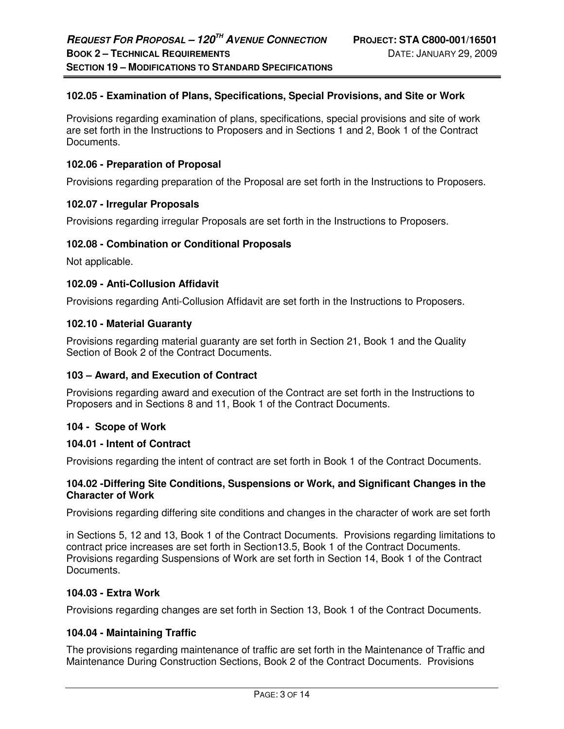### 102.05 - Examination of Plans, Specifications, Special Provisions, and Site or Work

Provisions regarding examination of plans, specifications, special provisions and site of work are set forth in the Instructions to Proposers and in Sections 1 and 2, Book 1 of the Contract Documents.

### 102.06 - Preparation of Proposal

Provisions regarding preparation of the Proposal are set forth in the Instructions to Proposers.

### 102.07 - Irregular Proposals

Provisions regarding irregular Proposals are set forth in the Instructions to Proposers.

### 102.08 - Combination or Conditional Proposals

Not applicable.

### 102.09 - Anti-Collusion Affidavit

Provisions regarding Anti-Collusion Affidavit are set forth in the Instructions to Proposers.

### 102.10 - Material Guaranty

Provisions regarding material guaranty are set forth in Section 21, Book 1 and the Quality Section of Book 2 of the Contract Documents.

### 103 – Award, and Execution of Contract

Provisions regarding award and execution of the Contract are set forth in the Instructions to Proposers and in Sections 8 and 11, Book 1 of the Contract Documents.

### 104 - Scope of Work

### 104.01 - Intent of Contract

Provisions regarding the intent of contract are set forth in Book 1 of the Contract Documents.

### 104.02 -Differing Site Conditions, Suspensions or Work, and Significant Changes in the Character of Work

Provisions regarding differing site conditions and changes in the character of work are set forth in Sections 5, 12 and 13, Book 1 of the Contract Documents. Provisions regarding limitations to contract price increases are set forth in Section13.5, Book 1 of the Contract Documents. Provisions regarding Suspensions of Work are set forth in Section 14, Book 1 of the Contract Documents.

### 104.03 - Extra Work

Provisions regarding changes are set forth in Section 13, Book 1 of the Contract Documents.

### 104.04 - Maintaining Traffic

The provisions regarding maintenance of traffic are set forth in the Maintenance of Traffic and Maintenance During Construction Sections, Book 2 of the Contract Documents. Provisions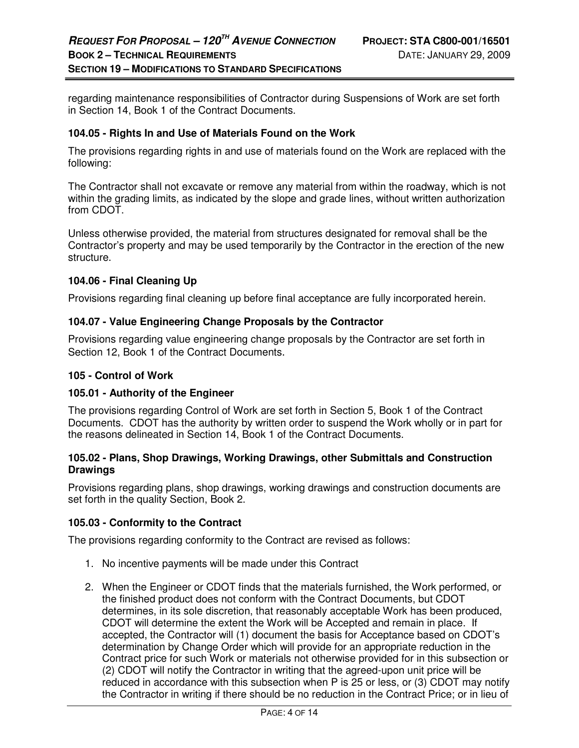regarding maintenance responsibilities of Contractor during Suspensions of Work are set forth in Section 14, Book 1 of the Contract Documents.

### 104.05 - Rights In and Use of Materials Found on the Work

The provisions regarding rights in and use of materials found on the Work are replaced with the following:

The Contractor shall not excavate or remove any material from within the roadway, which is not within the grading limits, as indicated by the slope and grade lines, without written authorization from CDOT.

Unless otherwise provided, the material from structures designated for removal shall be the Contractor's property and may be used temporarily by the Contractor in the erection of the new structure.

### 104.06 - Final Cleaning Up

Provisions regarding final cleaning up before final acceptance are fully incorporated herein.

### 104.07 - Value Engineering Change Proposals by the Contractor

Provisions regarding value engineering change proposals by the Contractor are set forth in Section 12, Book 1 of the Contract Documents.

## 105 - Control of Work

### 105.01 - Authority of the Engineer

The provisions regarding Control of Work are set forth in Section 5, Book 1 of the Contract Documents. CDOT has the authority by written order to suspend the Work wholly or in part for the reasons delineated in Section 14, Book 1 of the Contract Documents.

### 105.02 - Plans, Shop Drawings, Working Drawings, other Submittals and Construction Drawings

Provisions regarding plans, shop drawings, working drawings and construction documents are set forth in the quality Section, Book 2.

### 105.03 - Conformity to the Contract

The provisions regarding conformity to the Contract are revised as follows:

1. No incentive payments will be made under this Contract
2. When the Engineer or CDOT finds that the materials furnished, the Work performed, or the finished product does not conform with the Contract Documents, but CDOT determines, in its sole discretion, that reasonably acceptable Work has been produced, CDOT will determine the extent the Work will be Accepted and remain in place. If accepted, the Contractor will (1) document the basis for Acceptance based on CDOT's determination by Change Order which will provide for an appropriate reduction in the Contract price for such Work or materials not otherwise provided for in this subsection or (2) CDOT will notify the Contractor in writing that the agreed-upon unit price will be reduced in accordance with this subsection when P is 25 or less, or (3) CDOT may notify the Contractor in writing if there should be no reduction in the Contract Price; or in lieu of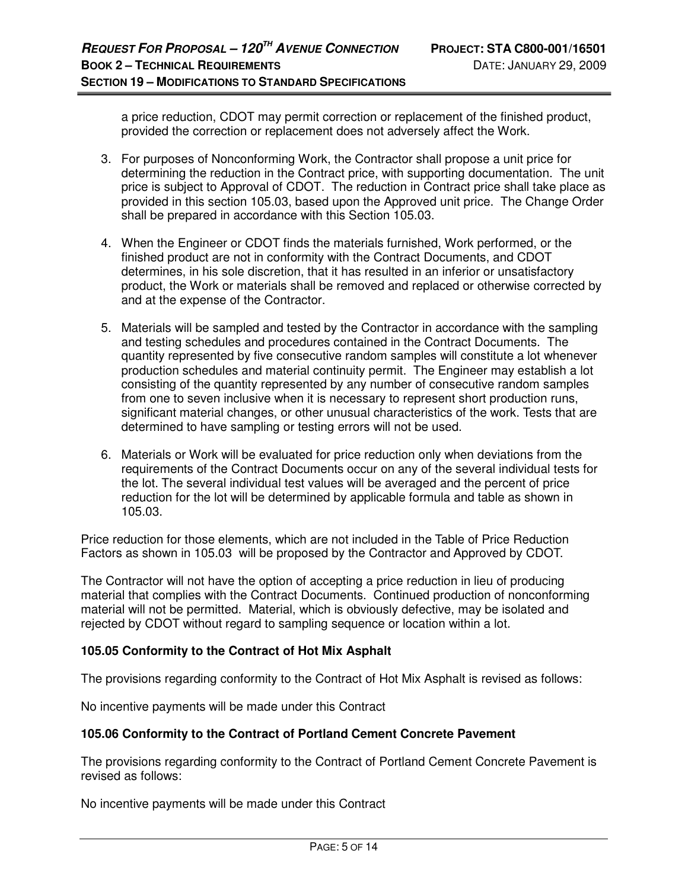a price reduction, CDOT may permit correction or replacement of the finished product, provided the correction or replacement does not adversely affect the Work.

3. For purposes of Nonconforming Work, the Contractor shall propose a unit price for determining the reduction in the Contract price, with supporting documentation. The unit price is subject to Approval of CDOT. The reduction in Contract price shall take place as provided in this section 105.03, based upon the Approved unit price. The Change Order shall be prepared in accordance with this Section 105.03.

4. When the Engineer or CDOT finds the materials furnished, Work performed, or the finished product are not in conformity with the Contract Documents, and CDOT determines, in his sole discretion, that it has resulted in an inferior or unsatisfactory product, the Work or materials shall be removed and replaced or otherwise corrected by and at the expense of the Contractor.

5. Materials will be sampled and tested by the Contractor in accordance with the sampling and testing schedules and procedures contained in the Contract Documents. The quantity represented by five consecutive random samples will constitute a lot whenever production schedules and material continuity permit. The Engineer may establish a lot consisting of the quantity represented by any number of consecutive random samples from one to seven inclusive when it is necessary to represent short production runs, significant material changes, or other unusual characteristics of the work. Tests that are determined to have sampling or testing errors will not be used.

6. Materials or Work will be evaluated for price reduction only when deviations from the requirements of the Contract Documents occur on any of the several individual tests for the lot. The several individual test values will be averaged and the percent of price reduction for the lot will be determined by applicable formula and table as shown in 105.03.

Price reduction for those elements, which are not included in the Table of Price Reduction Factors as shown in 105.03 will be proposed by the Contractor and Approved by CDOT.

The Contractor will not have the option of accepting a price reduction in lieu of producing material that complies with the Contract Documents. Continued production of nonconforming material will not be permitted. Material, which is obviously defective, may be isolated and rejected by CDOT without regard to sampling sequence or location within a lot.

**105.05 Conformity to the Contract of Hot Mix Asphalt**

The provisions regarding conformity to the Contract of Hot Mix Asphalt is revised as follows:

No incentive payments will be made under this Contract

**105.06 Conformity to the Contract of Portland Cement Concrete Pavement**

The provisions regarding conformity to the Contract of Portland Cement Concrete Pavement is revised as follows:

No incentive payments will be made under this Contract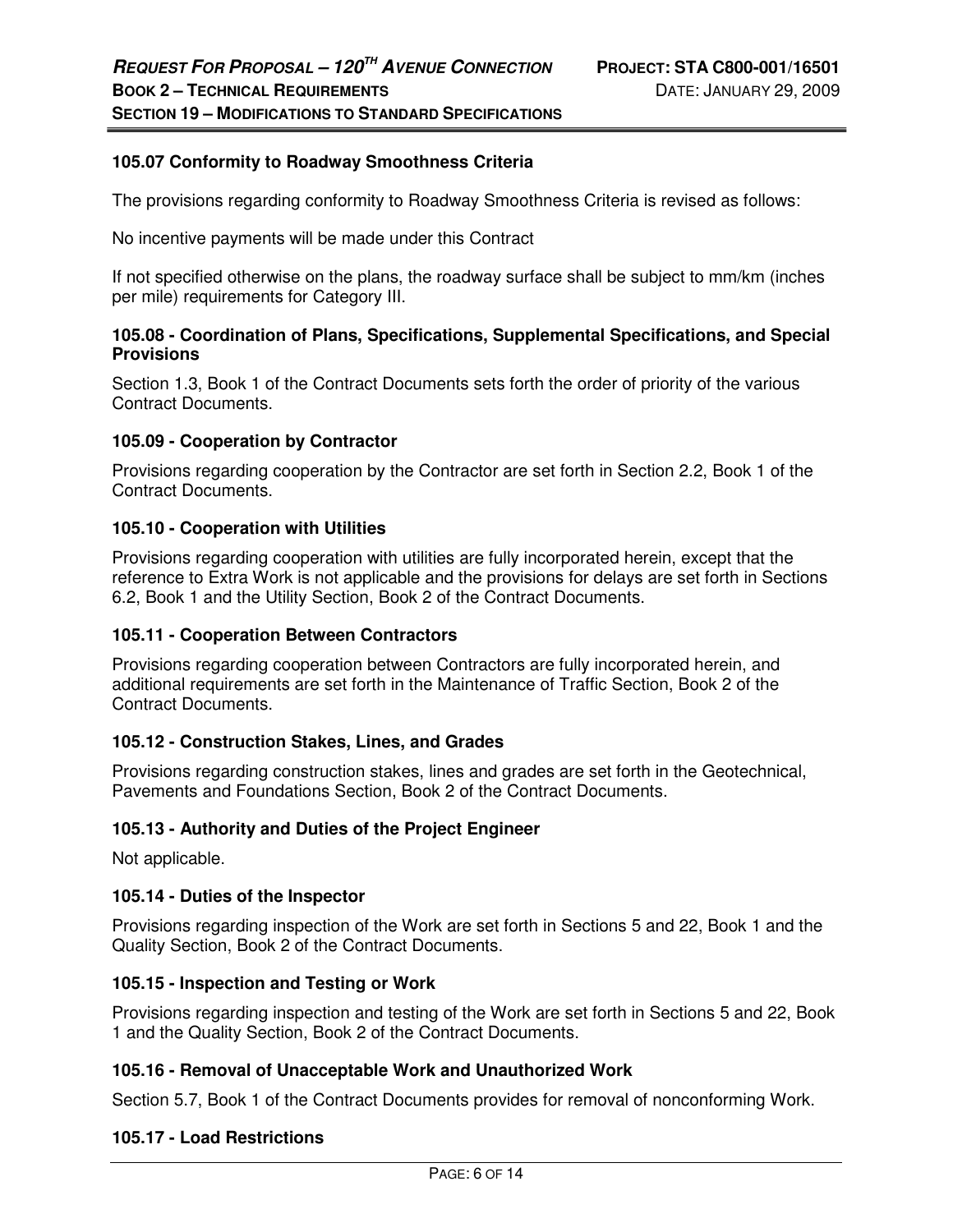### 105.07 Conformity to Roadway Smoothness Criteria

The provisions regarding conformity to Roadway Smoothness Criteria is revised as follows:

No incentive payments will be made under this Contract

If not specified otherwise on the plans, the roadway surface shall be subject to mm/km (inches per mile) requirements for Category III.

### 105.08 - Coordination of Plans, Specifications, Supplemental Specifications, and Special Provisions

Section 1.3, Book 1 of the Contract Documents sets forth the order of priority of the various Contract Documents.

### 105.09 - Cooperation by Contractor

Provisions regarding cooperation by the Contractor are set forth in Section 2.2, Book 1 of the Contract Documents.

### 105.10 - Cooperation with Utilities

Provisions regarding cooperation with utilities are fully incorporated herein, except that the reference to Extra Work is not applicable and the provisions for delays are set forth in Sections 6.2, Book 1 and the Utility Section, Book 2 of the Contract Documents.

### 105.11 - Cooperation Between Contractors

Provisions regarding cooperation between Contractors are fully incorporated herein, and additional requirements are set forth in the Maintenance of Traffic Section, Book 2 of the Contract Documents.

### 105.12 - Construction Stakes, Lines, and Grades

Provisions regarding construction stakes, lines and grades are set forth in the Geotechnical, Pavements and Foundations Section, Book 2 of the Contract Documents.

### 105.13 - Authority and Duties of the Project Engineer

Not applicable.

### 105.14 - Duties of the Inspector

Provisions regarding inspection of the Work are set forth in Sections 5 and 22, Book 1 and the Quality Section, Book 2 of the Contract Documents.

### 105.15 - Inspection and Testing or Work

Provisions regarding inspection and testing of the Work are set forth in Sections 5 and 22, Book 1 and the Quality Section, Book 2 of the Contract Documents.

### 105.16 - Removal of Unacceptable Work and Unauthorized Work

Section 5.7, Book 1 of the Contract Documents provides for removal of nonconforming Work.

### 105.17 - Load Restrictions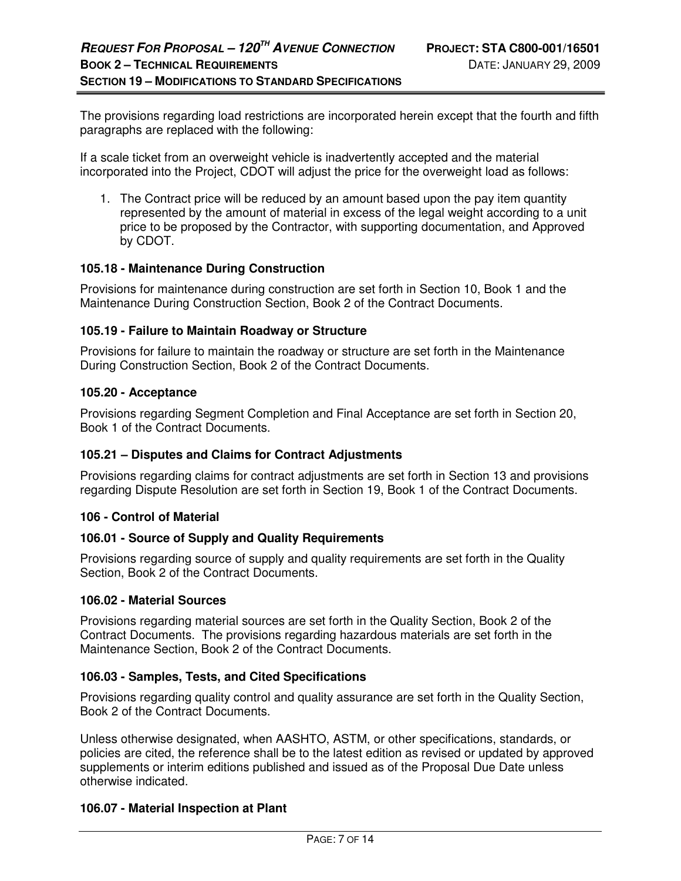The provisions regarding load restrictions are incorporated herein except that the fourth and fifth paragraphs are replaced with the following:

If a scale ticket from an overweight vehicle is inadvertently accepted and the material incorporated into the Project, CDOT will adjust the price for the overweight load as follows:

1. The Contract price will be reduced by an amount based upon the pay item quantity represented by the amount of material in excess of the legal weight according to a unit price to be proposed by the Contractor, with supporting documentation, and Approved by CDOT.

### 105.18 - Maintenance During Construction

Provisions for maintenance during construction are set forth in Section 10, Book 1 and the Maintenance During Construction Section, Book 2 of the Contract Documents.

### 105.19 - Failure to Maintain Roadway or Structure

Provisions for failure to maintain the roadway or structure are set forth in the Maintenance During Construction Section, Book 2 of the Contract Documents.

### 105.20 - Acceptance

Provisions regarding Segment Completion and Final Acceptance are set forth in Section 20, Book 1 of the Contract Documents.

### 105.21 – Disputes and Claims for Contract Adjustments

Provisions regarding claims for contract adjustments are set forth in Section 13 and provisions regarding Dispute Resolution are set forth in Section 19, Book 1 of the Contract Documents.

## 106 - Control of Material

### 106.01 - Source of Supply and Quality Requirements

Provisions regarding source of supply and quality requirements are set forth in the Quality Section, Book 2 of the Contract Documents.

### 106.02 - Material Sources

Provisions regarding material sources are set forth in the Quality Section, Book 2 of the Contract Documents. The provisions regarding hazardous materials are set forth in the Maintenance Section, Book 2 of the Contract Documents.

### 106.03 - Samples, Tests, and Cited Specifications

Provisions regarding quality control and quality assurance are set forth in the Quality Section, Book 2 of the Contract Documents.

Unless otherwise designated, when AASHTO, ASTM, or other specifications, standards, or policies are cited, the reference shall be to the latest edition as revised or updated by approved supplements or interim editions published and issued as of the Proposal Due Date unless otherwise indicated.

### 106.07 - Material Inspection at Plant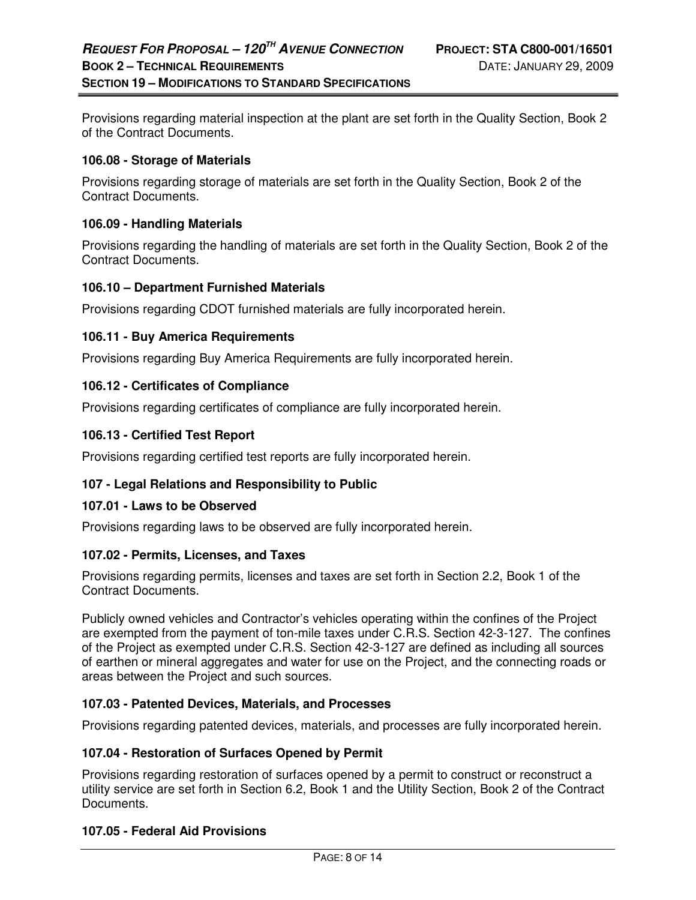Provisions regarding material inspection at the plant are set forth in the Quality Section, Book 2 of the Contract Documents.

### 106.08 - Storage of Materials

Provisions regarding storage of materials are set forth in the Quality Section, Book 2 of the Contract Documents.

### 106.09 - Handling Materials

Provisions regarding the handling of materials are set forth in the Quality Section, Book 2 of the Contract Documents.

### 106.10 – Department Furnished Materials

Provisions regarding CDOT furnished materials are fully incorporated herein.

### 106.11 - Buy America Requirements

Provisions regarding Buy America Requirements are fully incorporated herein.

### 106.12 - Certificates of Compliance

Provisions regarding certificates of compliance are fully incorporated herein.

### 106.13 - Certified Test Report

Provisions regarding certified test reports are fully incorporated herein.

## 107 - Legal Relations and Responsibility to Public

### 107.01 - Laws to be Observed

Provisions regarding laws to be observed are fully incorporated herein.

### 107.02 - Permits, Licenses, and Taxes

Provisions regarding permits, licenses and taxes are set forth in Section 2.2, Book 1 of the Contract Documents.

Publicly owned vehicles and Contractor's vehicles operating within the confines of the Project are exempted from the payment of ton-mile taxes under C.R.S. Section 42-3-127. The confines of the Project as exempted under C.R.S. Section 42-3-127 are defined as including all sources of earthen or mineral aggregates and water for use on the Project, and the connecting roads or areas between the Project and such sources.

### 107.03 - Patented Devices, Materials, and Processes

Provisions regarding patented devices, materials, and processes are fully incorporated herein.

### 107.04 - Restoration of Surfaces Opened by Permit

Provisions regarding restoration of surfaces opened by a permit to construct or reconstruct a utility service are set forth in Section 6.2, Book 1 and the Utility Section, Book 2 of the Contract Documents.

### 107.05 - Federal Aid Provisions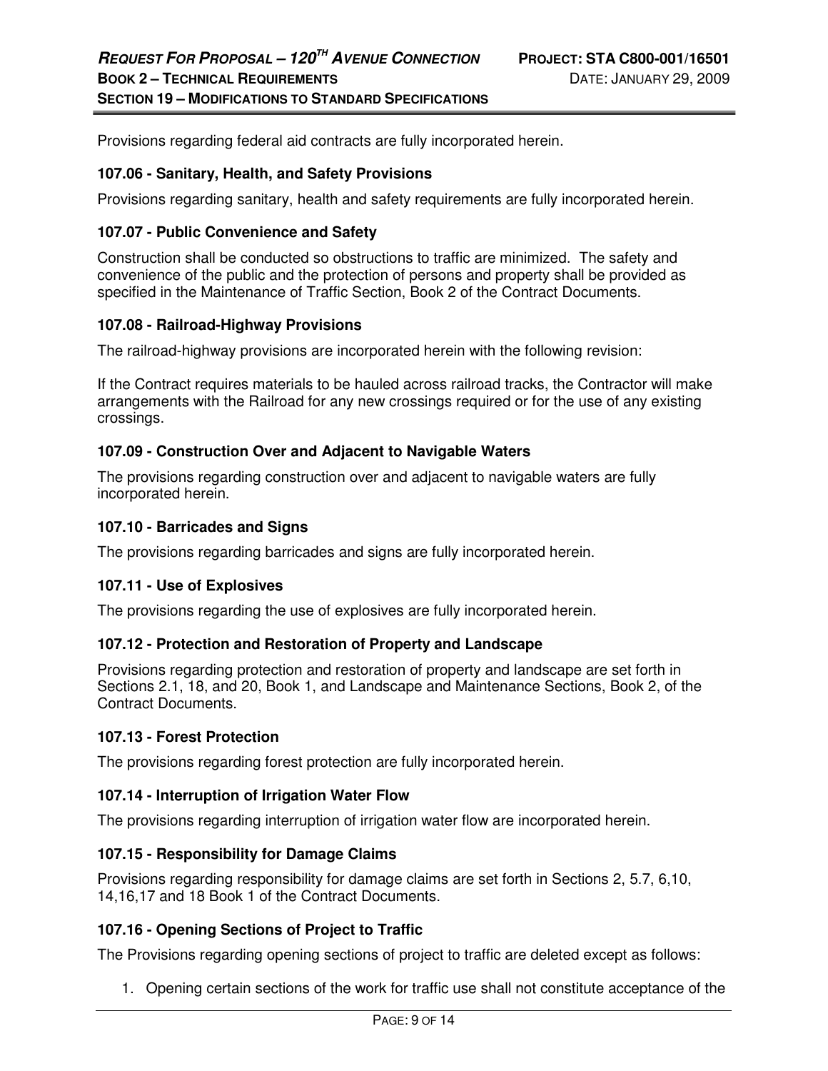Provisions regarding federal aid contracts are fully incorporated herein.

### 107.06 - Sanitary, Health, and Safety Provisions

Provisions regarding sanitary, health and safety requirements are fully incorporated herein.

### 107.07 - Public Convenience and Safety

Construction shall be conducted so obstructions to traffic are minimized. The safety and convenience of the public and the protection of persons and property shall be provided as specified in the Maintenance of Traffic Section, Book 2 of the Contract Documents.

### 107.08 - Railroad-Highway Provisions

The railroad-highway provisions are incorporated herein with the following revision:

If the Contract requires materials to be hauled across railroad tracks, the Contractor will make arrangements with the Railroad for any new crossings required or for the use of any existing crossings.

### 107.09 - Construction Over and Adjacent to Navigable Waters

The provisions regarding construction over and adjacent to navigable waters are fully incorporated herein.

### 107.10 - Barricades and Signs

The provisions regarding barricades and signs are fully incorporated herein.

### 107.11 - Use of Explosives

The provisions regarding the use of explosives are fully incorporated herein.

### 107.12 - Protection and Restoration of Property and Landscape

Provisions regarding protection and restoration of property and landscape are set forth in Sections 2.1, 18, and 20, Book 1, and Landscape and Maintenance Sections, Book 2, of the Contract Documents.

### 107.13 - Forest Protection

The provisions regarding forest protection are fully incorporated herein.

### 107.14 - Interruption of Irrigation Water Flow

The provisions regarding interruption of irrigation water flow are incorporated herein.

### 107.15 - Responsibility for Damage Claims

Provisions regarding responsibility for damage claims are set forth in Sections 2, 5.7, 6,10, 14,16,17 and 18 Book 1 of the Contract Documents.

### 107.16 - Opening Sections of Project to Traffic

The Provisions regarding opening sections of project to traffic are deleted except as follows:

1. Opening certain sections of the work for traffic use shall not constitute acceptance of the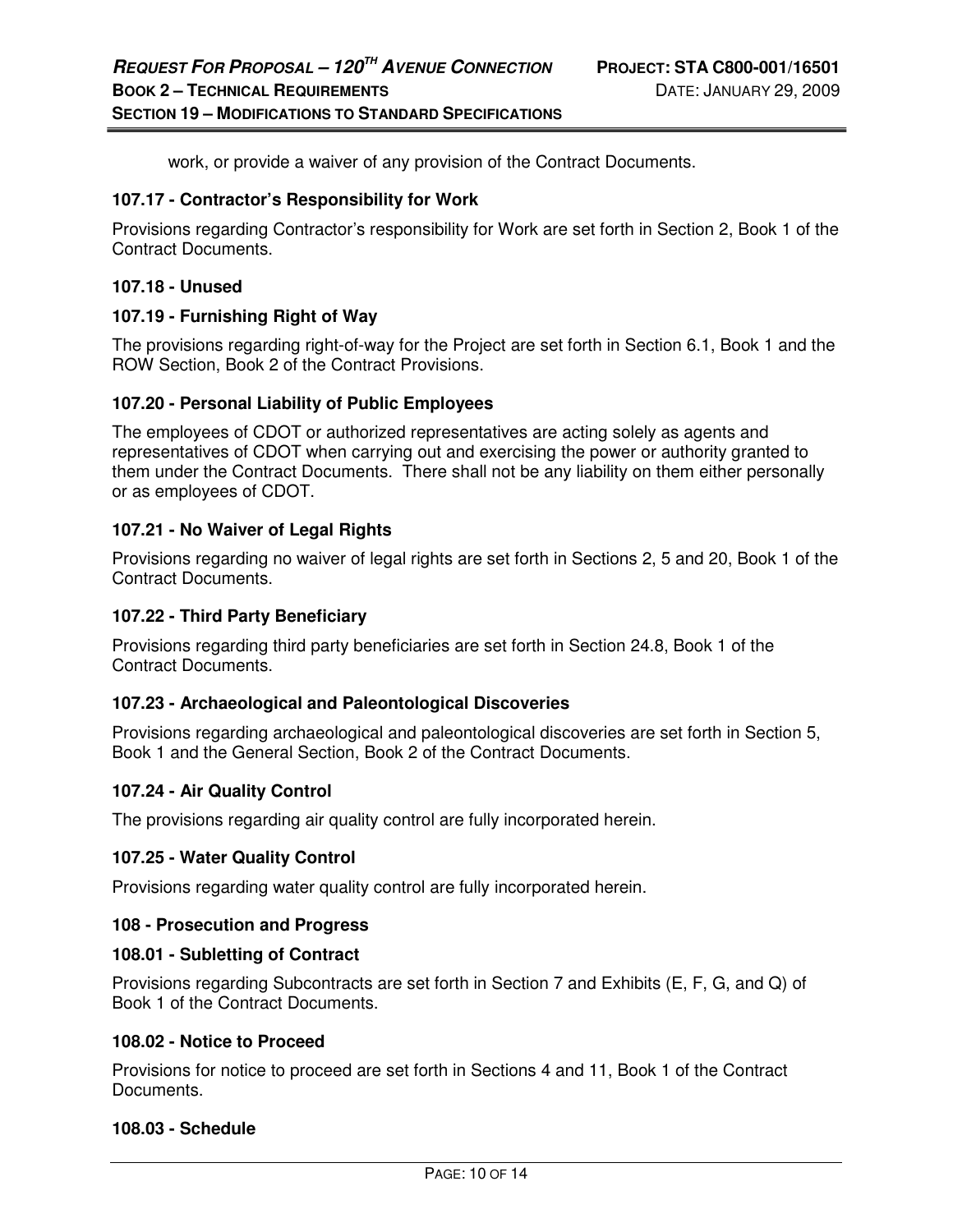work, or provide a waiver of any provision of the Contract Documents.

### 107.17 - Contractor's Responsibility for Work

Provisions regarding Contractor's responsibility for Work are set forth in Section 2, Book 1 of the Contract Documents.

### 107.18 - Unused

### 107.19 - Furnishing Right of Way

The provisions regarding right-of-way for the Project are set forth in Section 6.1, Book 1 and the ROW Section, Book 2 of the Contract Provisions.

### 107.20 - Personal Liability of Public Employees

The employees of CDOT or authorized representatives are acting solely as agents and representatives of CDOT when carrying out and exercising the power or authority granted to them under the Contract Documents. There shall not be any liability on them either personally or as employees of CDOT.

### 107.21 - No Waiver of Legal Rights

Provisions regarding no waiver of legal rights are set forth in Sections 2, 5 and 20, Book 1 of the Contract Documents.

### 107.22 - Third Party Beneficiary

Provisions regarding third party beneficiaries are set forth in Section 24.8, Book 1 of the Contract Documents.

### 107.23 - Archaeological and Paleontological Discoveries

Provisions regarding archaeological and paleontological discoveries are set forth in Section 5, Book 1 and the General Section, Book 2 of the Contract Documents.

### 107.24 - Air Quality Control

The provisions regarding air quality control are fully incorporated herein.

### 107.25 - Water Quality Control

Provisions regarding water quality control are fully incorporated herein.

## 108 - Prosecution and Progress

### 108.01 - Subletting of Contract

Provisions regarding Subcontracts are set forth in Section 7 and Exhibits (E, F, G, and Q) of Book 1 of the Contract Documents.

### 108.02 - Notice to Proceed

Provisions for notice to proceed are set forth in Sections 4 and 11, Book 1 of the Contract Documents.

### 108.03 - Schedule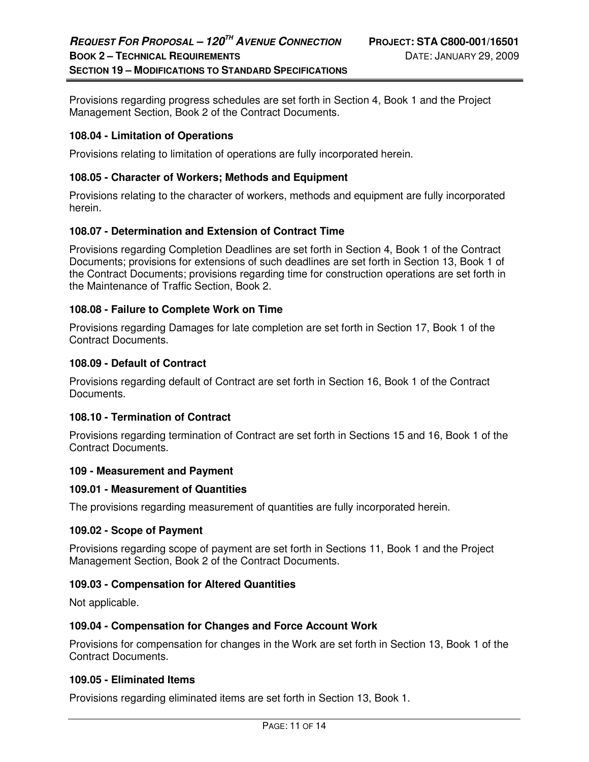Provisions regarding progress schedules are set forth in Section 4, Book 1 and the Project Management Section, Book 2 of the Contract Documents.

### 108.04 - Limitation of Operations

Provisions relating to limitation of operations are fully incorporated herein.

### 108.05 - Character of Workers; Methods and Equipment

Provisions relating to the character of workers, methods and equipment are fully incorporated herein.

### 108.07 - Determination and Extension of Contract Time

Provisions regarding Completion Deadlines are set forth in Section 4, Book 1 of the Contract Documents; provisions for extensions of such deadlines are set forth in Section 13, Book 1 of the Contract Documents; provisions regarding time for construction operations are set forth in the Maintenance of Traffic Section, Book 2.

### 108.08 - Failure to Complete Work on Time

Provisions regarding Damages for late completion are set forth in Section 17, Book 1 of the Contract Documents.

### 108.09 - Default of Contract

Provisions regarding default of Contract are set forth in Section 16, Book 1 of the Contract Documents.

### 108.10 - Termination of Contract

Provisions regarding termination of Contract are set forth in Sections 15 and 16, Book 1 of the Contract Documents.

## 109 - Measurement and Payment

### 109.01 - Measurement of Quantities

The provisions regarding measurement of quantities are fully incorporated herein.

### 109.02 - Scope of Payment

Provisions regarding scope of payment are set forth in Sections 11, Book 1 and the Project Management Section, Book 2 of the Contract Documents.

### 109.03 - Compensation for Altered Quantities

Not applicable.

### 109.04 - Compensation for Changes and Force Account Work

Provisions for compensation for changes in the Work are set forth in Section 13, Book 1 of the Contract Documents.

### 109.05 - Eliminated Items

Provisions regarding eliminated items are set forth in Section 13, Book 1.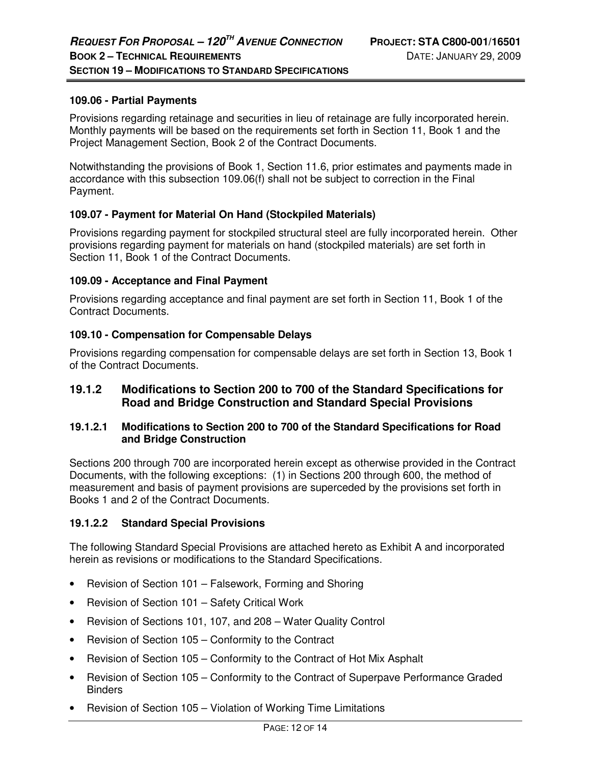### 109.06 - Partial Payments

Provisions regarding retainage and securities in lieu of retainage are fully incorporated herein. Monthly payments will be based on the requirements set forth in Section 11, Book 1 and the Project Management Section, Book 2 of the Contract Documents.

Notwithstanding the provisions of Book 1, Section 11.6, prior estimates and payments made in accordance with this subsection 109.06(f) shall not be subject to correction in the Final Payment.

### 109.07 - Payment for Material On Hand (Stockpiled Materials)

Provisions regarding payment for stockpiled structural steel are fully incorporated herein. Other provisions regarding payment for materials on hand (stockpiled materials) are set forth in Section 11, Book 1 of the Contract Documents.

### 109.09 - Acceptance and Final Payment

Provisions regarding acceptance and final payment are set forth in Section 11, Book 1 of the Contract Documents.

### 109.10 - Compensation for Compensable Delays

Provisions regarding compensation for compensable delays are set forth in Section 13, Book 1 of the Contract Documents.

## 19.1.2 Modifications to Section 200 to 700 of the Standard Specifications for Road and Bridge Construction and Standard Special Provisions

### 19.1.2.1 Modifications to Section 200 to 700 of the Standard Specifications for Road and Bridge Construction

Sections 200 through 700 are incorporated herein except as otherwise provided in the Contract Documents, with the following exceptions: (1) in Sections 200 through 600, the method of measurement and basis of payment provisions are superceded by the provisions set forth in Books 1 and 2 of the Contract Documents.

### 19.1.2.2 Standard Special Provisions

The following Standard Special Provisions are attached hereto as Exhibit A and incorporated herein as revisions or modifications to the Standard Specifications.

- Revision of Section 101 – Falsework, Forming and Shoring
- Revision of Section 101 – Safety Critical Work
- Revision of Sections 101, 107, and 208 – Water Quality Control
- Revision of Section 105 – Conformity to the Contract
- Revision of Section 105 – Conformity to the Contract of Hot Mix Asphalt
- Revision of Section 105 – Conformity to the Contract of Superpave Performance Graded Binders
- Revision of Section 105 – Violation of Working Time Limitations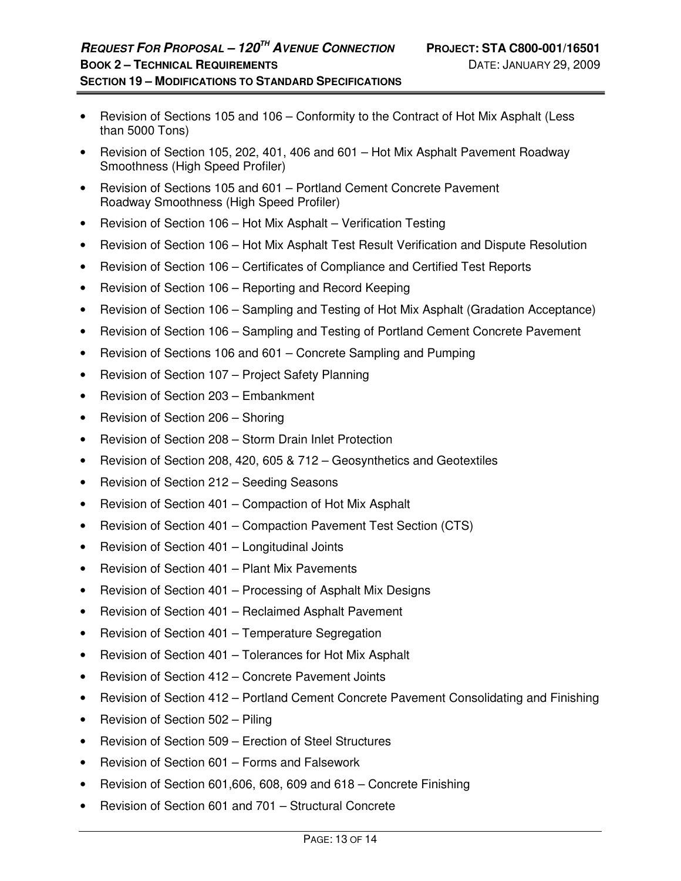- Revision of Sections 105 and 106 – Conformity to the Contract of Hot Mix Asphalt (Less than 5000 Tons)
- Revision of Section 105, 202, 401, 406 and 601 – Hot Mix Asphalt Pavement Roadway Smoothness (High Speed Profiler)
- Revision of Sections 105 and 601 – Portland Cement Concrete Pavement Roadway Smoothness (High Speed Profiler)
- Revision of Section 106 – Hot Mix Asphalt – Verification Testing
- Revision of Section 106 – Hot Mix Asphalt Test Result Verification and Dispute Resolution
- Revision of Section 106 – Certificates of Compliance and Certified Test Reports
- Revision of Section 106 – Reporting and Record Keeping
- Revision of Section 106 – Sampling and Testing of Hot Mix Asphalt (Gradation Acceptance)
- Revision of Section 106 – Sampling and Testing of Portland Cement Concrete Pavement
- Revision of Sections 106 and 601 – Concrete Sampling and Pumping
- Revision of Section 107 – Project Safety Planning
- Revision of Section 203 – Embankment
- Revision of Section 206 – Shoring
- Revision of Section 208 – Storm Drain Inlet Protection
- Revision of Section 208, 420, 605 & 712 – Geosynthetics and Geotextiles
- Revision of Section 212 – Seeding Seasons
- Revision of Section 401 – Compaction of Hot Mix Asphalt
- Revision of Section 401 – Compaction Pavement Test Section (CTS)
- Revision of Section 401 – Longitudinal Joints
- Revision of Section 401 – Plant Mix Pavements
- Revision of Section 401 – Processing of Asphalt Mix Designs
- Revision of Section 401 – Reclaimed Asphalt Pavement
- Revision of Section 401 – Temperature Segregation
- Revision of Section 401 – Tolerances for Hot Mix Asphalt
- Revision of Section 412 – Concrete Pavement Joints
- Revision of Section 412 – Portland Cement Concrete Pavement Consolidating and Finishing
- Revision of Section 502 – Piling
- Revision of Section 509 – Erection of Steel Structures
- Revision of Section 601 – Forms and Falsework
- Revision of Section 601,606, 608, 609 and 618 – Concrete Finishing
- Revision of Section 601 and 701 – Structural Concrete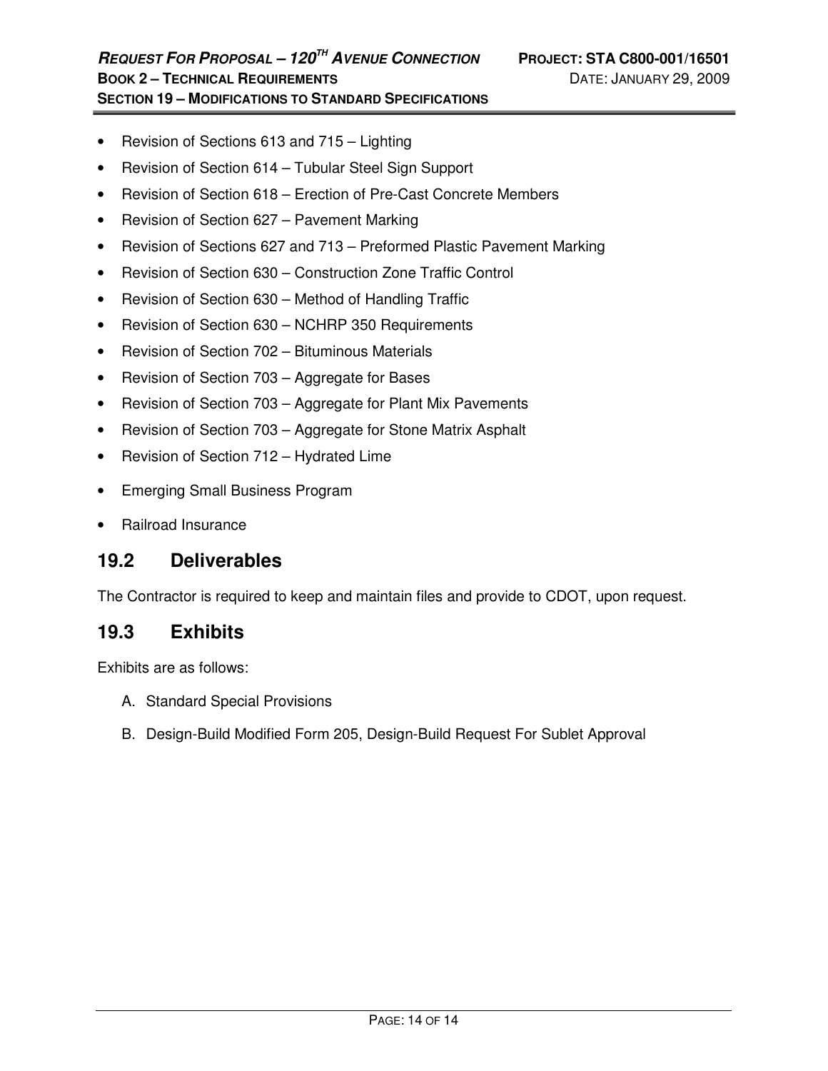- Revision of Sections 613 and 715 – Lighting
- Revision of Section 614 – Tubular Steel Sign Support
- Revision of Section 618 – Erection of Pre-Cast Concrete Members
- Revision of Section 627 – Pavement Marking
- Revision of Sections 627 and 713 – Preformed Plastic Pavement Marking
- Revision of Section 630 – Construction Zone Traffic Control
- Revision of Section 630 – Method of Handling Traffic
- Revision of Section 630 – NCHRP 350 Requirements
- Revision of Section 702 – Bituminous Materials
- Revision of Section 703 – Aggregate for Bases
- Revision of Section 703 – Aggregate for Plant Mix Pavements
- Revision of Section 703 – Aggregate for Stone Matrix Asphalt
- Revision of Section 712 – Hydrated Lime
- Emerging Small Business Program
- Railroad Insurance

## 19.2 Deliverables

The Contractor is required to keep and maintain files and provide to CDOT, upon request.

## 19.3 Exhibits

Exhibits are as follows:

A. Standard Special Provisions

B. Design-Build Modified Form 205, Design-Build Request For Sublet Approval